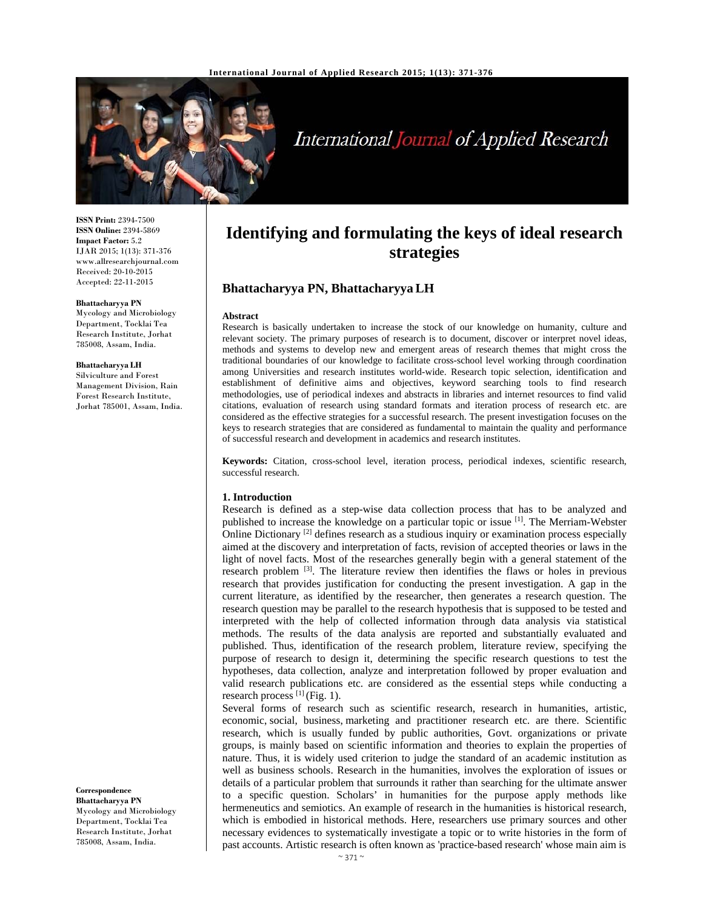# Identifying and formulating the keys of ideal research strategies

**Bhattacharyya PN, Bhattacharyya LH**

**ISSN Print:** 2394-7500
**ISSN Online:** 2394-5869
**Impact Factor:** 5.2
IJAR 2015; 1(13): 371-376
www.allresearchjournal.com
Received: 20-10-2015
Accepted: 22-11-2015

**Bhattacharyya PN**
Mycology and Microbiology Department, Tocklai Tea Research Institute, Jorhat 785008, Assam, India.

**Bhattacharyya LH**
Silviculture and Forest Management Division, Rain Forest Research Institute, Jorhat 785001, Assam, India.

**Correspondence**
**Bhattacharyya PN**
Mycology and Microbiology Department, Tocklai Tea Research Institute, Jorhat 785008, Assam, India.

**Abstract**

Research is basically undertaken to increase the stock of our knowledge on humanity, culture and relevant society. The primary purposes of research is to document, discover or interpret novel ideas, methods and systems to develop new and emergent areas of research themes that might cross the traditional boundaries of our knowledge to facilitate cross-school level working through coordination among Universities and research institutes world-wide. Research topic selection, identification and establishment of definitive aims and objectives, keyword searching tools to find research methodologies, use of periodical indexes and abstracts in libraries and internet resources to find valid citations, evaluation of research using standard formats and iteration process of research etc. are considered as the effective strategies for a successful research. The present investigation focuses on the keys to research strategies that are considered as fundamental to maintain the quality and performance of successful research and development in academics and research institutes.

**Keywords:** Citation, cross-school level, iteration process, periodical indexes, scientific research, successful research.

## 1. Introduction

Research is defined as a step-wise data collection process that has to be analyzed and published to increase the knowledge on a particular topic or issue [1]. The Merriam-Webster Online Dictionary [2] defines research as a studious inquiry or examination process especially aimed at the discovery and interpretation of facts, revision of accepted theories or laws in the light of novel facts. Most of the researches generally begin with a general statement of the research problem [3]. The literature review then identifies the flaws or holes in previous research that provides justification for conducting the present investigation. A gap in the current literature, as identified by the researcher, then generates a research question. The research question may be parallel to the research hypothesis that is supposed to be tested and interpreted with the help of collected information through data analysis via statistical methods. The results of the data analysis are reported and substantially evaluated and published. Thus, identification of the research problem, literature review, specifying the purpose of research to design it, determining the specific research questions to test the hypotheses, data collection, analyze and interpretation followed by proper evaluation and valid research publications etc. are considered as the essential steps while conducting a research process [1] (Fig. 1).

Several forms of research such as scientific research, research in humanities, artistic, economic, social, business, marketing and practitioner research etc. are there. Scientific research, which is usually funded by public authorities, Govt. organizations or private groups, is mainly based on scientific information and theories to explain the properties of nature. Thus, it is widely used criterion to judge the standard of an academic institution as well as business schools. Research in the humanities, involves the exploration of issues or details of a particular problem that surrounds it rather than searching for the ultimate answer to a specific question. Scholars' in humanities for the purpose apply methods like hermeneutics and semiotics. An example of research in the humanities is historical research, which is embodied in historical methods. Here, researchers use primary sources and other necessary evidences to systematically investigate a topic or to write histories in the form of past accounts. Artistic research is often known as 'practice-based research' whose main aim is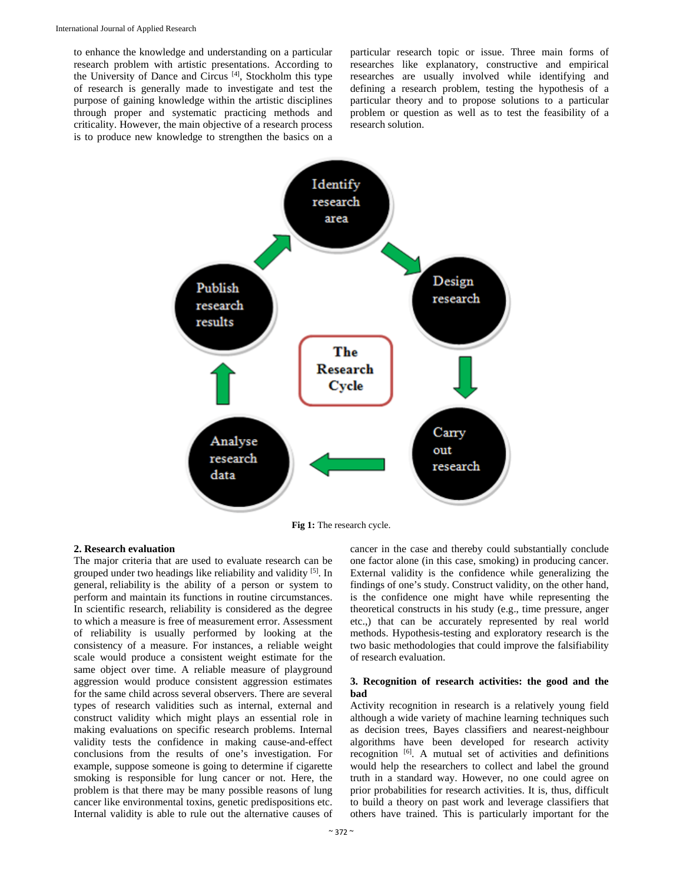to enhance the knowledge and understanding on a particular research problem with artistic presentations. According to the University of Dance and Circus [4], Stockholm this type of research is generally made to investigate and test the purpose of gaining knowledge within the artistic disciplines through proper and systematic practicing methods and criticality. However, the main objective of a research process is to produce new knowledge to strengthen the basics on a particular research topic or issue. Three main forms of researches like explanatory, constructive and empirical researches are usually involved while identifying and defining a research problem, testing the hypothesis of a particular theory and to propose solutions to a particular problem or question as well as to test the feasibility of a research solution.

**Fig 1:** The research cycle.

## 2. Research evaluation

The major criteria that are used to evaluate research can be grouped under two headings like reliability and validity [5]. In general, reliability is the ability of a person or system to perform and maintain its functions in routine circumstances. In scientific research, reliability is considered as the degree to which a measure is free of measurement error. Assessment of reliability is usually performed by looking at the consistency of a measure. For instances, a reliable weight scale would produce a consistent weight estimate for the same object over time. A reliable measure of playground aggression would produce consistent aggression estimates for the same child across several observers. There are several types of research validities such as internal, external and construct validity which might plays an essential role in making evaluations on specific research problems. Internal validity tests the confidence in making cause-and-effect conclusions from the results of one's investigation. For example, suppose someone is going to determine if cigarette smoking is responsible for lung cancer or not. Here, the problem is that there may be many possible reasons of lung cancer like environmental toxins, genetic predispositions etc. Internal validity is able to rule out the alternative causes of cancer in the case and thereby could substantially conclude one factor alone (in this case, smoking) in producing cancer. External validity is the confidence while generalizing the findings of one's study. Construct validity, on the other hand, is the confidence one might have while representing the theoretical constructs in his study (e.g., time pressure, anger etc.,) that can be accurately represented by real world methods. Hypothesis-testing and exploratory research is the two basic methodologies that could improve the falsifiability of research evaluation.

## 3. Recognition of research activities: the good and the bad

Activity recognition in research is a relatively young field although a wide variety of machine learning techniques such as decision trees, Bayes classifiers and nearest-neighbour algorithms have been developed for research activity recognition [6]. A mutual set of activities and definitions would help the researchers to collect and label the ground truth in a standard way. However, no one could agree on prior probabilities for research activities. It is, thus, difficult to build a theory on past work and leverage classifiers that others have trained. This is particularly important for the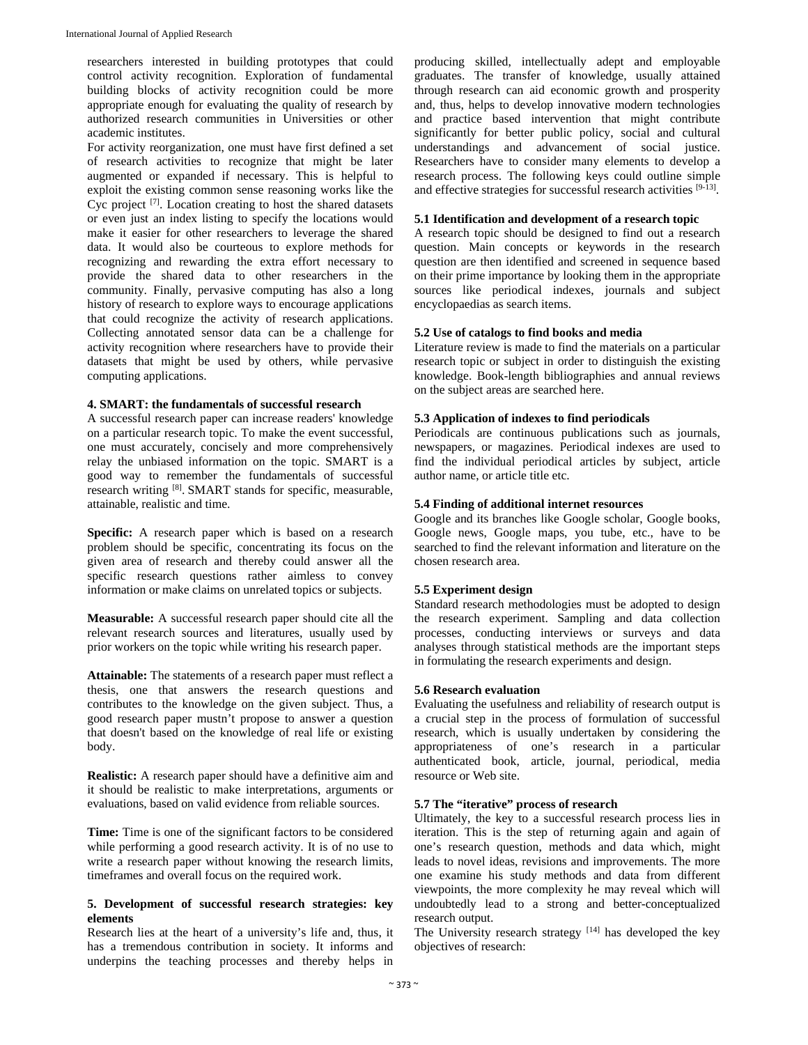researchers interested in building prototypes that could control activity recognition. Exploration of fundamental building blocks of activity recognition could be more appropriate enough for evaluating the quality of research by authorized research communities in Universities or other academic institutes.

For activity reorganization, one must have first defined a set of research activities to recognize that might be later augmented or expanded if necessary. This is helpful to exploit the existing common sense reasoning works like the Cyc project [7]. Location creating to host the shared datasets or even just an index listing to specify the locations would make it easier for other researchers to leverage the shared data. It would also be courteous to explore methods for recognizing and rewarding the extra effort necessary to provide the shared data to other researchers in the community. Finally, pervasive computing has also a long history of research to explore ways to encourage applications that could recognize the activity of research applications. Collecting annotated sensor data can be a challenge for activity recognition where researchers have to provide their datasets that might be used by others, while pervasive computing applications.

## 4. SMART: the fundamentals of successful research

A successful research paper can increase readers' knowledge on a particular research topic. To make the event successful, one must accurately, concisely and more comprehensively relay the unbiased information on the topic. SMART is a good way to remember the fundamentals of successful research writing [8]. SMART stands for specific, measurable, attainable, realistic and time.

**Specific:** A research paper which is based on a research problem should be specific, concentrating its focus on the given area of research and thereby could answer all the specific research questions rather aimless to convey information or make claims on unrelated topics or subjects.

**Measurable:** A successful research paper should cite all the relevant research sources and literatures, usually used by prior workers on the topic while writing his research paper.

**Attainable:** The statements of a research paper must reflect a thesis, one that answers the research questions and contributes to the knowledge on the given subject. Thus, a good research paper mustn't propose to answer a question that doesn't based on the knowledge of real life or existing body.

**Realistic:** A research paper should have a definitive aim and it should be realistic to make interpretations, arguments or evaluations, based on valid evidence from reliable sources.

**Time:** Time is one of the significant factors to be considered while performing a good research activity. It is of no use to write a research paper without knowing the research limits, timeframes and overall focus on the required work.

## 5. Development of successful research strategies: key elements

Research lies at the heart of a university's life and, thus, it has a tremendous contribution in society. It informs and underpins the teaching processes and thereby helps in producing skilled, intellectually adept and employable graduates. The transfer of knowledge, usually attained through research can aid economic growth and prosperity and, thus, helps to develop innovative modern technologies and practice based intervention that might contribute significantly for better public policy, social and cultural understandings and advancement of social justice. Researchers have to consider many elements to develop a research process. The following keys could outline simple and effective strategies for successful research activities [9-13].

### 5.1 Identification and development of a research topic

A research topic should be designed to find out a research question. Main concepts or keywords in the research question are then identified and screened in sequence based on their prime importance by looking them in the appropriate sources like periodical indexes, journals and subject encyclopaedias as search items.

### 5.2 Use of catalogs to find books and media

Literature review is made to find the materials on a particular research topic or subject in order to distinguish the existing knowledge. Book-length bibliographies and annual reviews on the subject areas are searched here.

### 5.3 Application of indexes to find periodicals

Periodicals are continuous publications such as journals, newspapers, or magazines. Periodical indexes are used to find the individual periodical articles by subject, article author name, or article title etc.

### 5.4 Finding of additional internet resources

Google and its branches like Google scholar, Google books, Google news, Google maps, you tube, etc., have to be searched to find the relevant information and literature on the chosen research area.

### 5.5 Experiment design

Standard research methodologies must be adopted to design the research experiment. Sampling and data collection processes, conducting interviews or surveys and data analyses through statistical methods are the important steps in formulating the research experiments and design.

### 5.6 Research evaluation

Evaluating the usefulness and reliability of research output is a crucial step in the process of formulation of successful research, which is usually undertaken by considering the appropriateness of one's research in a particular authenticated book, article, journal, periodical, media resource or Web site.

### 5.7 The "iterative" process of research

Ultimately, the key to a successful research process lies in iteration. This is the step of returning again and again of one's research question, methods and data which, might leads to novel ideas, revisions and improvements. The more one examine his study methods and data from different viewpoints, the more complexity he may reveal which will undoubtedly lead to a strong and better-conceptualized research output.

The University research strategy [14] has developed the key objectives of research: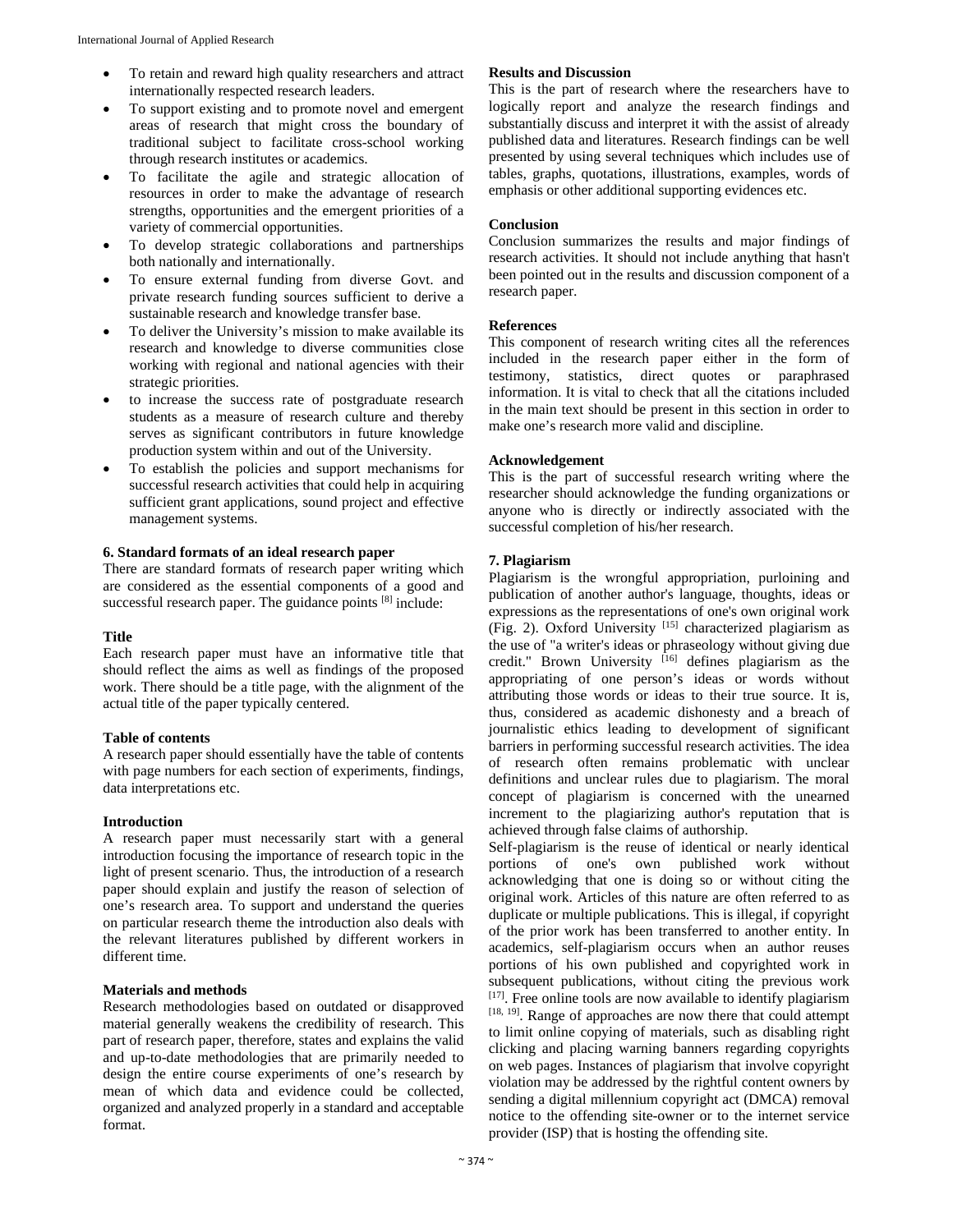- To retain and reward high quality researchers and attract internationally respected research leaders.
- To support existing and to promote novel and emergent areas of research that might cross the boundary of traditional subject to facilitate cross-school working through research institutes or academics.
- To facilitate the agile and strategic allocation of resources in order to make the advantage of research strengths, opportunities and the emergent priorities of a variety of commercial opportunities.
- To develop strategic collaborations and partnerships both nationally and internationally.
- To ensure external funding from diverse Govt. and private research funding sources sufficient to derive a sustainable research and knowledge transfer base.
- To deliver the University's mission to make available its research and knowledge to diverse communities close working with regional and national agencies with their strategic priorities.
- to increase the success rate of postgraduate research students as a measure of research culture and thereby serves as significant contributors in future knowledge production system within and out of the University.
- To establish the policies and support mechanisms for successful research activities that could help in acquiring sufficient grant applications, sound project and effective management systems.

## 6. Standard formats of an ideal research paper

There are standard formats of research paper writing which are considered as the essential components of a good and successful research paper. The guidance points [8] include:

**Title**

Each research paper must have an informative title that should reflect the aims as well as findings of the proposed work. There should be a title page, with the alignment of the actual title of the paper typically centered.

**Table of contents**

A research paper should essentially have the table of contents with page numbers for each section of experiments, findings, data interpretations etc.

**Introduction**

A research paper must necessarily start with a general introduction focusing the importance of research topic in the light of present scenario. Thus, the introduction of a research paper should explain and justify the reason of selection of one's research area. To support and understand the queries on particular research theme the introduction also deals with the relevant literatures published by different workers in different time.

**Materials and methods**

Research methodologies based on outdated or disapproved material generally weakens the credibility of research. This part of research paper, therefore, states and explains the valid and up-to-date methodologies that are primarily needed to design the entire course experiments of one's research by mean of which data and evidence could be collected, organized and analyzed properly in a standard and acceptable format.

**Results and Discussion**

This is the part of research where the researchers have to logically report and analyze the research findings and substantially discuss and interpret it with the assist of already published data and literatures. Research findings can be well presented by using several techniques which includes use of tables, graphs, quotations, illustrations, examples, words of emphasis or other additional supporting evidences etc.

**Conclusion**

Conclusion summarizes the results and major findings of research activities. It should not include anything that hasn't been pointed out in the results and discussion component of a research paper.

**References**

This component of research writing cites all the references included in the research paper either in the form of testimony, statistics, direct quotes or paraphrased information. It is vital to check that all the citations included in the main text should be present in this section in order to make one's research more valid and discipline.

**Acknowledgement**

This is the part of successful research writing where the researcher should acknowledge the funding organizations or anyone who is directly or indirectly associated with the successful completion of his/her research.

## 7. Plagiarism

Plagiarism is the wrongful appropriation, purloining and publication of another author's language, thoughts, ideas or expressions as the representations of one's own original work (Fig. 2). Oxford University [15] characterized plagiarism as the use of "a writer's ideas or phraseology without giving due credit." Brown University [16] defines plagiarism as the appropriating of one person's ideas or words without attributing those words or ideas to their true source. It is, thus, considered as academic dishonesty and a breach of journalistic ethics leading to development of significant barriers in performing successful research activities. The idea of research often remains problematic with unclear definitions and unclear rules due to plagiarism. The moral concept of plagiarism is concerned with the unearned increment to the plagiarizing author's reputation that is achieved through false claims of authorship.

Self-plagiarism is the reuse of identical or nearly identical portions of one's own published work without acknowledging that one is doing so or without citing the original work. Articles of this nature are often referred to as duplicate or multiple publications. This is illegal, if copyright of the prior work has been transferred to another entity. In academics, self-plagiarism occurs when an author reuses portions of his own published and copyrighted work in subsequent publications, without citing the previous work [17]. Free online tools are now available to identify plagiarism [18, 19]. Range of approaches are now there that could attempt to limit online copying of materials, such as disabling right clicking and placing warning banners regarding copyrights on web pages. Instances of plagiarism that involve copyright violation may be addressed by the rightful content owners by sending a digital millennium copyright act (DMCA) removal notice to the offending site-owner or to the internet service provider (ISP) that is hosting the offending site.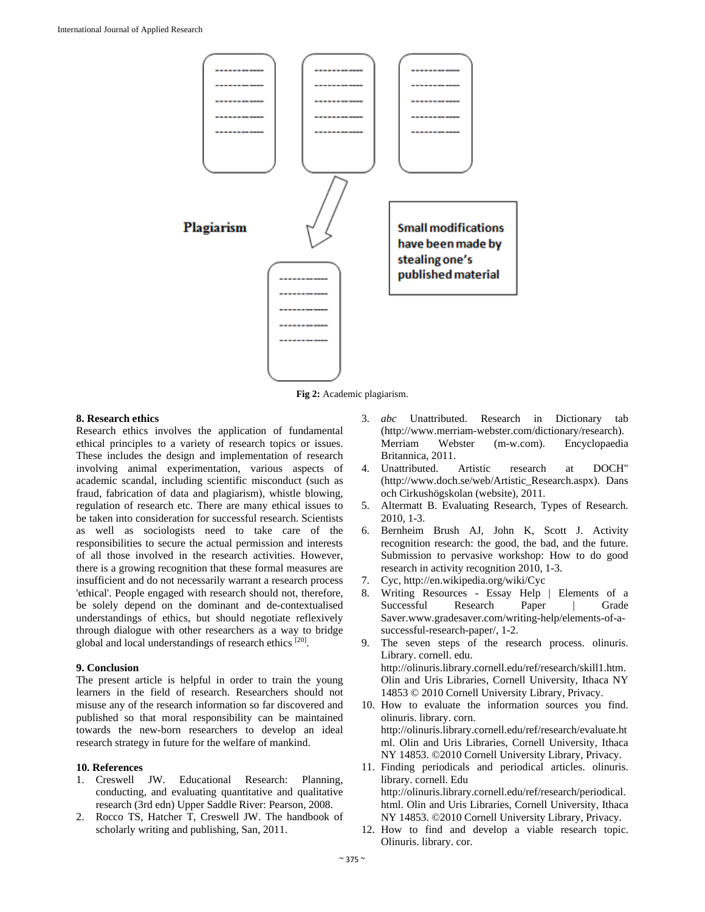Plagiarism

Small modifications have been made by stealing one's published material

**Fig 2:** Academic plagiarism.

## 8. Research ethics

Research ethics involves the application of fundamental ethical principles to a variety of research topics or issues. These includes the design and implementation of research involving animal experimentation, various aspects of academic scandal, including scientific misconduct (such as fraud, fabrication of data and plagiarism), whistle blowing, regulation of research etc. There are many ethical issues to be taken into consideration for successful research. Scientists as well as sociologists need to take care of the responsibilities to secure the actual permission and interests of all those involved in the research activities. However, there is a growing recognition that these formal measures are insufficient and do not necessarily warrant a research process 'ethical'. People engaged with research should not, therefore, be solely depend on the dominant and de-contextualised understandings of ethics, but should negotiate reflexively through dialogue with other researchers as a way to bridge global and local understandings of research ethics [20].

## 9. Conclusion

The present article is helpful in order to train the young learners in the field of research. Researchers should not misuse any of the research information so far discovered and published so that moral responsibility can be maintained towards the new-born researchers to develop an ideal research strategy in future for the welfare of mankind.

## 10. References

1. Creswell JW. Educational Research: Planning, conducting, and evaluating quantitative and qualitative research (3rd edn) Upper Saddle River: Pearson, 2008.
2. Rocco TS, Hatcher T, Creswell JW. The handbook of scholarly writing and publishing, San, 2011.
3. *abc* Unattributed. Research in Dictionary tab (http://www.merriam-webster.com/dictionary/research). Merriam Webster (m-w.com). Encyclopaedia Britannica, 2011.
4. Unattributed. Artistic research at DOCH" (http://www.doch.se/web/Artistic_Research.aspx). Dans och Cirkushögskolan (website), 2011.
5. Altermatt B. Evaluating Research, Types of Research. 2010, 1-3.
6. Bernheim Brush AJ, John K, Scott J. Activity recognition research: the good, the bad, and the future. Submission to pervasive workshop: How to do good research in activity recognition 2010, 1-3.
7. Cyc, http://en.wikipedia.org/wiki/Cyc
8. Writing Resources - Essay Help | Elements of a Successful Research Paper | Grade Saver.www.gradesaver.com/writing-help/elements-of-a-successful-research-paper/, 1-2.
9. The seven steps of the research process. olinuris. Library. cornell. edu. http://olinuris.library.cornell.edu/ref/research/skill1.htm. Olin and Uris Libraries, Cornell University, Ithaca NY 14853 © 2010 Cornell University Library, Privacy.
10. How to evaluate the information sources you find. olinuris. library. corn. http://olinuris.library.cornell.edu/ref/research/evaluate.html. Olin and Uris Libraries, Cornell University, Ithaca NY 14853. ©2010 Cornell University Library, Privacy.
11. Finding periodicals and periodical articles. olinuris. library. cornell. Edu http://olinuris.library.cornell.edu/ref/research/periodical.html. Olin and Uris Libraries, Cornell University, Ithaca NY 14853. ©2010 Cornell University Library, Privacy.
12. How to find and develop a viable research topic. Olinuris. library. cor.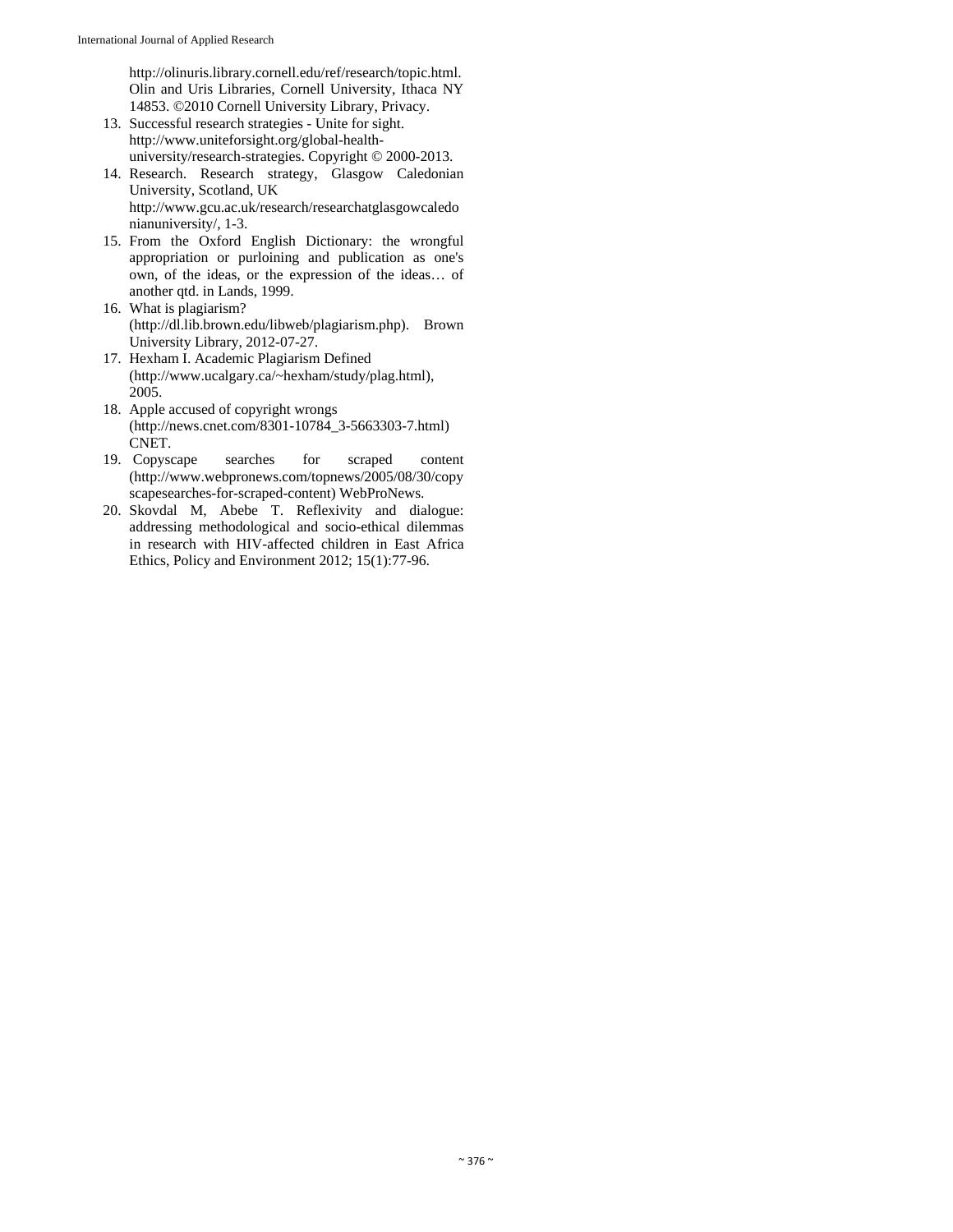http://olinuris.library.cornell.edu/ref/research/topic.html. Olin and Uris Libraries, Cornell University, Ithaca NY 14853. ©2010 Cornell University Library, Privacy.

13. Successful research strategies - Unite for sight. http://www.uniteforsight.org/global-health-university/research-strategies. Copyright © 2000-2013.
14. Research. Research strategy, Glasgow Caledonian University, Scotland, UK http://www.gcu.ac.uk/research/researchatglasgowcaledonianuniversity/, 1-3.
15. From the Oxford English Dictionary: the wrongful appropriation or purloining and publication as one's own, of the ideas, or the expression of the ideas… of another qtd. in Lands, 1999.
16. What is plagiarism? (http://dl.lib.brown.edu/libweb/plagiarism.php). Brown University Library, 2012-07-27.
17. Hexham I. Academic Plagiarism Defined (http://www.ucalgary.ca/~hexham/study/plag.html), 2005.
18. Apple accused of copyright wrongs (http://news.cnet.com/8301-10784_3-5663303-7.html) CNET.
19. Copyscape searches for scraped content (http://www.webpronews.com/topnews/2005/08/30/copyscapesearches-for-scraped-content) WebProNews.
20. Skovdal M, Abebe T. Reflexivity and dialogue: addressing methodological and socio-ethical dilemmas in research with HIV-affected children in East Africa Ethics, Policy and Environment 2012; 15(1):77-96.